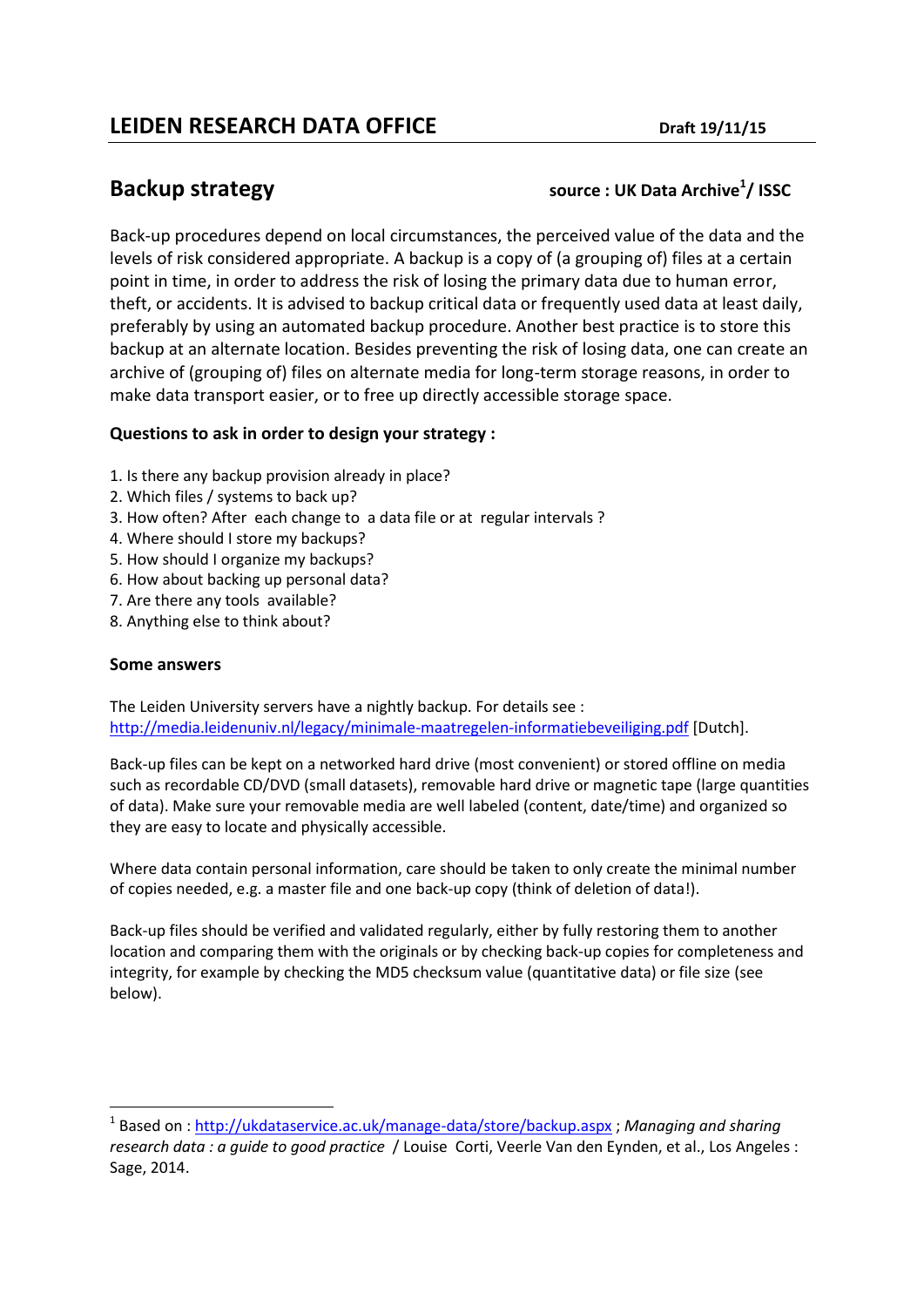# LEIDEN RESEARCH DATA OFFICE

Draft 19/11/15

## Backup strategy

source : UK Data Archive[1]/ ISSC

Back-up procedures depend on local circumstances, the perceived value of the data and the levels of risk considered appropriate. A backup is a copy of (a grouping of) files at a certain point in time, in order to address the risk of losing the primary data due to human error, theft, or accidents. It is advised to backup critical data or frequently used data at least daily, preferably by using an automated backup procedure. Another best practice is to store this backup at an alternate location. Besides preventing the risk of losing data, one can create an archive of (grouping of) files on alternate media for long-term storage reasons, in order to make data transport easier, or to free up directly accessible storage space.

**Questions to ask in order to design your strategy :**

1. Is there any backup provision already in place?
2. Which files / systems to back up?
3. How often? After each change to a data file or at regular intervals ?
4. Where should I store my backups?
5. How should I organize my backups?
6. How about backing up personal data?
7. Are there any tools available?
8. Anything else to think about?

**Some answers**

The Leiden University servers have a nightly backup. For details see : [http://media.leidenuniv.nl/legacy/minimale-maatregelen-informatiebeveiliging.pdf](http://media.leidenuniv.nl/legacy/minimale-maatregelen-informatiebeveiliging.pdf) [Dutch].

Back-up files can be kept on a networked hard drive (most convenient) or stored offline on media such as recordable CD/DVD (small datasets), removable hard drive or magnetic tape (large quantities of data). Make sure your removable media are well labeled (content, date/time) and organized so they are easy to locate and physically accessible.

Where data contain personal information, care should be taken to only create the minimal number of copies needed, e.g. a master file and one back-up copy (think of deletion of data!).

Back-up files should be verified and validated regularly, either by fully restoring them to another location and comparing them with the originals or by checking back-up copies for completeness and integrity, for example by checking the MD5 checksum value (quantitative data) or file size (see below).

---

[1] Based on : [http://ukdataservice.ac.uk/manage-data/store/backup.aspx](http://ukdataservice.ac.uk/manage-data/store/backup.aspx) ; *Managing and sharing research data : a guide to good practice* / Louise Corti, Veerle Van den Eynden, et al., Los Angeles : Sage, 2014.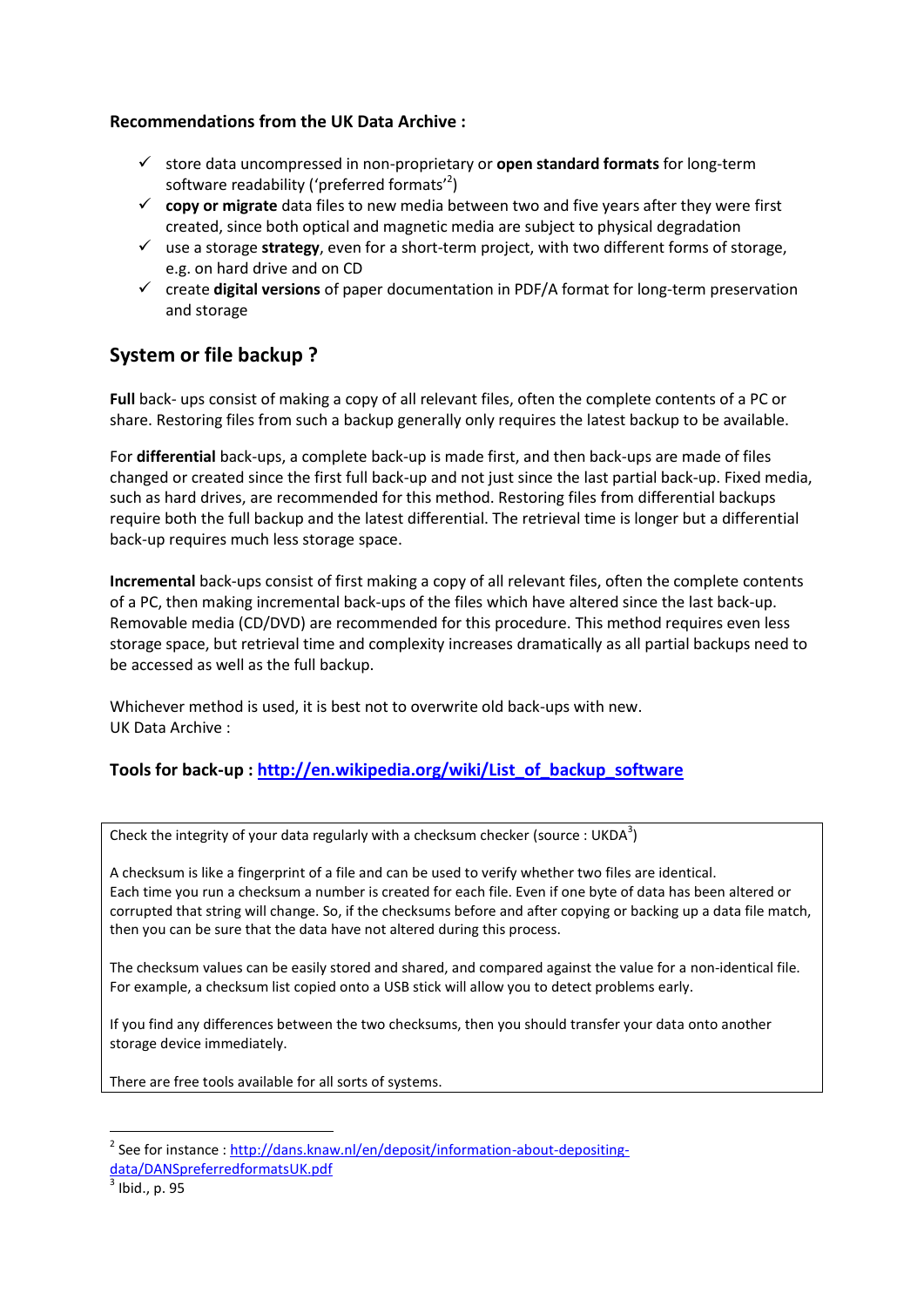**Recommendations from the UK Data Archive :**

- ✓ store data uncompressed in non-proprietary or **open standard formats** for long-term software readability ('preferred formats'[2])
- ✓ **copy or migrate** data files to new media between two and five years after they were first created, since both optical and magnetic media are subject to physical degradation
- ✓ use a storage **strategy**, even for a short-term project, with two different forms of storage, e.g. on hard drive and on CD
- ✓ create **digital versions** of paper documentation in PDF/A format for long-term preservation and storage

## System or file backup ?

**Full** back- ups consist of making a copy of all relevant files, often the complete contents of a PC or share. Restoring files from such a backup generally only requires the latest backup to be available.

For **differential** back-ups, a complete back-up is made first, and then back-ups are made of files changed or created since the first full back-up and not just since the last partial back-up. Fixed media, such as hard drives, are recommended for this method. Restoring files from differential backups require both the full backup and the latest differential. The retrieval time is longer but a differential back-up requires much less storage space.

**Incremental** back-ups consist of first making a copy of all relevant files, often the complete contents of a PC, then making incremental back-ups of the files which have altered since the last back-up. Removable media (CD/DVD) are recommended for this procedure. This method requires even less storage space, but retrieval time and complexity increases dramatically as all partial backups need to be accessed as well as the full backup.

Whichever method is used, it is best not to overwrite old back-ups with new.
UK Data Archive :

**Tools for back-up : http://en.wikipedia.org/wiki/List_of_backup_software**

Check the integrity of your data regularly with a checksum checker (source : UKDA[3])

A checksum is like a fingerprint of a file and can be used to verify whether two files are identical. Each time you run a checksum a number is created for each file. Even if one byte of data has been altered or corrupted that string will change. So, if the checksums before and after copying or backing up a data file match, then you can be sure that the data have not altered during this process.

The checksum values can be easily stored and shared, and compared against the value for a non-identical file. For example, a checksum list copied onto a USB stick will allow you to detect problems early.

If you find any differences between the two checksums, then you should transfer your data onto another storage device immediately.

There are free tools available for all sorts of systems.

---

[2] See for instance : http://dans.knaw.nl/en/deposit/information-about-depositing-data/DANSpreferredformatsUK.pdf

[3] Ibid., p. 95